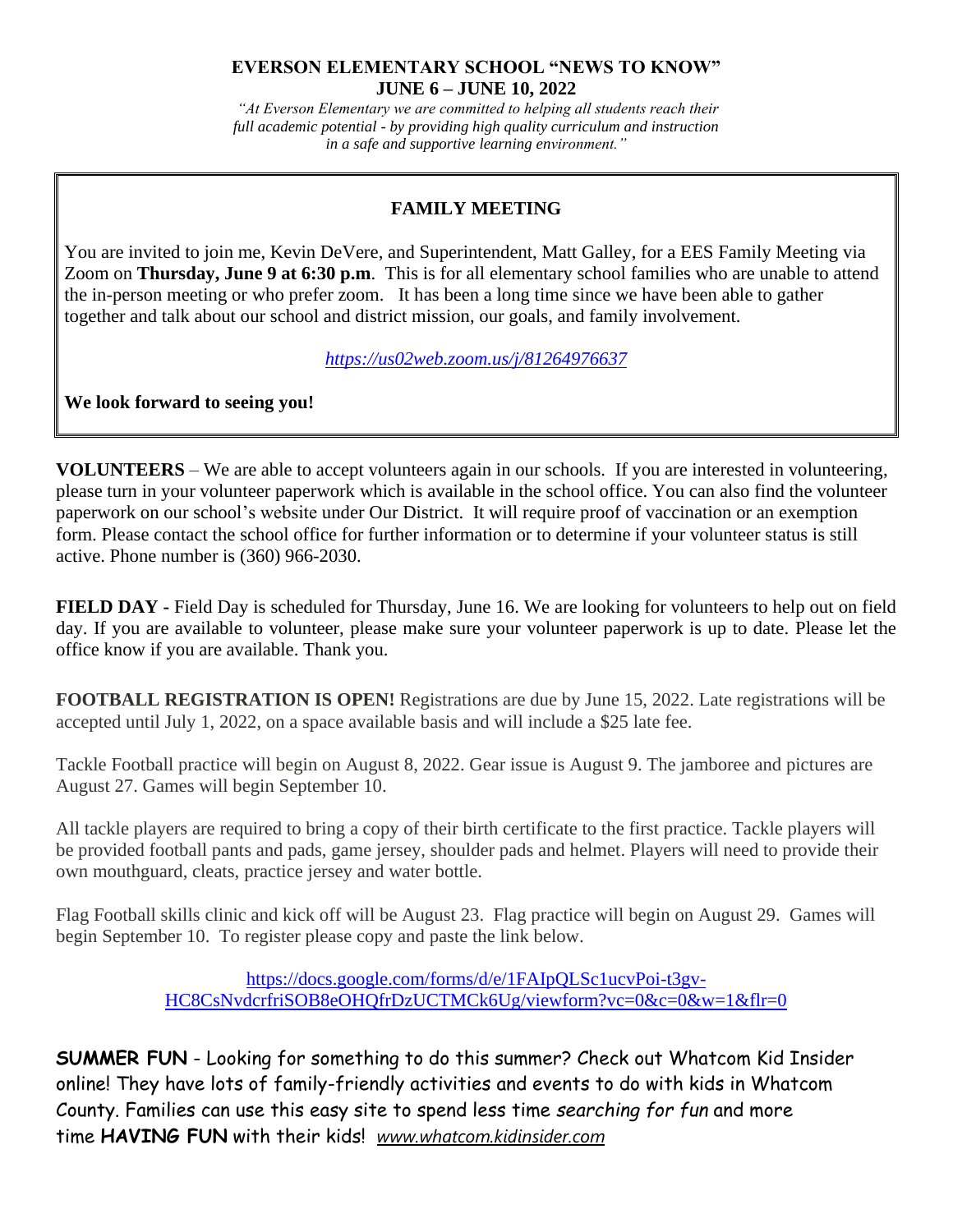# EVERSON ELEMENTARY SCHOOL "NEWS TO KNOW"
## JUNE 6 – JUNE 10, 2022

*"At Everson Elementary we are committed to helping all students reach their full academic potential - by providing high quality curriculum and instruction in a safe and supportive learning environment."*

---

### FAMILY MEETING

You are invited to join me, Kevin DeVere, and Superintendent, Matt Galley, for a EES Family Meeting via Zoom on **Thursday, June 9 at 6:30 p.m**. This is for all elementary school families who are unable to attend the in-person meeting or who prefer zoom. It has been a long time since we have been able to gather together and talk about our school and district mission, our goals, and family involvement.

*https://us02web.zoom.us/j/81264976637*

**We look forward to seeing you!**

---

**VOLUNTEERS** – We are able to accept volunteers again in our schools. If you are interested in volunteering, please turn in your volunteer paperwork which is available in the school office. You can also find the volunteer paperwork on our school's website under Our District. It will require proof of vaccination or an exemption form. Please contact the school office for further information or to determine if your volunteer status is still active. Phone number is (360) 966-2030.

**FIELD DAY -** Field Day is scheduled for Thursday, June 16. We are looking for volunteers to help out on field day. If you are available to volunteer, please make sure your volunteer paperwork is up to date. Please let the office know if you are available. Thank you.

**FOOTBALL REGISTRATION IS OPEN!** Registrations are due by June 15, 2022. Late registrations will be accepted until July 1, 2022, on a space available basis and will include a $25 late fee.

Tackle Football practice will begin on August 8, 2022. Gear issue is August 9. The jamboree and pictures are August 27. Games will begin September 10.

All tackle players are required to bring a copy of their birth certificate to the first practice. Tackle players will be provided football pants and pads, game jersey, shoulder pads and helmet. Players will need to provide their own mouthguard, cleats, practice jersey and water bottle.

Flag Football skills clinic and kick off will be August 23. Flag practice will begin on August 29. Games will begin September 10. To register please copy and paste the link below.

https://docs.google.com/forms/d/e/1FAIpQLSc1ucvPoi-t3gv-HC8CsNvdcrfriSOB8eOHQfrDzUCTMCk6Ug/viewform?vc=0&c=0&w=1&flr=0

**SUMMER FUN** - Looking for something to do this summer? Check out Whatcom Kid Insider online! They have lots of family-friendly activities and events to do with kids in Whatcom County. Families can use this easy site to spend less time *searching for fun* and more time **HAVING FUN** with their kids! *www.whatcom.kidinsider.com*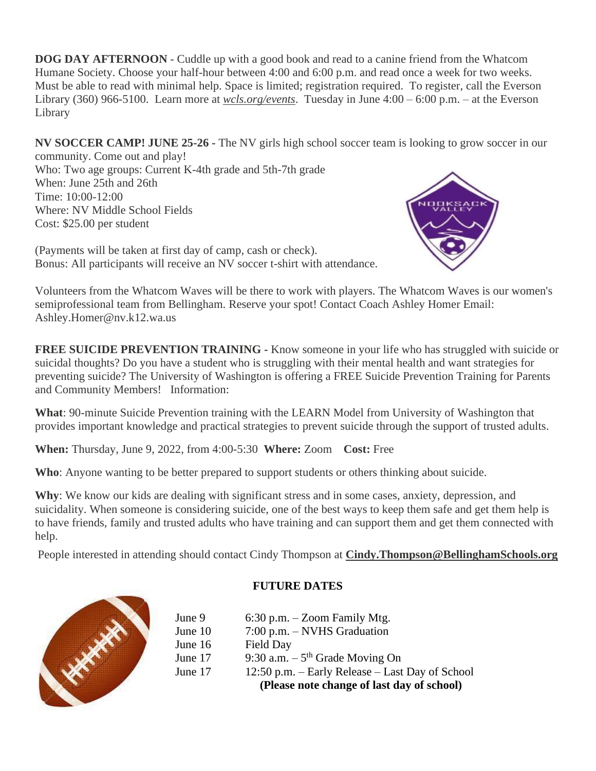**DOG DAY AFTERNOON** - Cuddle up with a good book and read to a canine friend from the Whatcom Humane Society. Choose your half-hour between 4:00 and 6:00 p.m. and read once a week for two weeks. Must be able to read with minimal help. Space is limited; registration required. To register, call the Everson Library (360) 966-5100. Learn more at *wcls.org/events*. Tuesday in June 4:00 – 6:00 p.m. – at the Everson Library

**NV SOCCER CAMP! JUNE 25-26 -** The NV girls high school soccer team is looking to grow soccer in our community. Come out and play!

Who: Two age groups: Current K-4th grade and 5th-7th grade
When: June 25th and 26th
Time: 10:00-12:00
Where: NV Middle School Fields
Cost: $25.00 per student

(Payments will be taken at first day of camp, cash or check).
Bonus: All participants will receive an NV soccer t-shirt with attendance.

Volunteers from the Whatcom Waves will be there to work with players. The Whatcom Waves is our women's semiprofessional team from Bellingham. Reserve your spot! Contact Coach Ashley Homer Email: Ashley.Homer@nv.k12.wa.us

**FREE SUICIDE PREVENTION TRAINING -** Know someone in your life who has struggled with suicide or suicidal thoughts? Do you have a student who is struggling with their mental health and want strategies for preventing suicide? The University of Washington is offering a FREE Suicide Prevention Training for Parents and Community Members! Information:

**What**: 90-minute Suicide Prevention training with the LEARN Model from University of Washington that provides important knowledge and practical strategies to prevent suicide through the support of trusted adults.

**When:** Thursday, June 9, 2022, from 4:00-5:30 **Where:** Zoom **Cost:** Free

**Who**: Anyone wanting to be better prepared to support students or others thinking about suicide.

**Why**: We know our kids are dealing with significant stress and in some cases, anxiety, depression, and suicidality. When someone is considering suicide, one of the best ways to keep them safe and get them help is to have friends, family and trusted adults who have training and can support them and get them connected with help.

People interested in attending should contact Cindy Thompson at **Cindy.Thompson@BellinghamSchools.org**

## FUTURE DATES

| | |
|---|---|
| June 9 | 6:30 p.m. – Zoom Family Mtg. |
| June 10 | 7:00 p.m. – NVHS Graduation |
| June 16 | Field Day |
| June 17 | 9:30 a.m. – 5th Grade Moving On |
| June 17 | 12:50 p.m. – Early Release – Last Day of School |

**(Please note change of last day of school)**